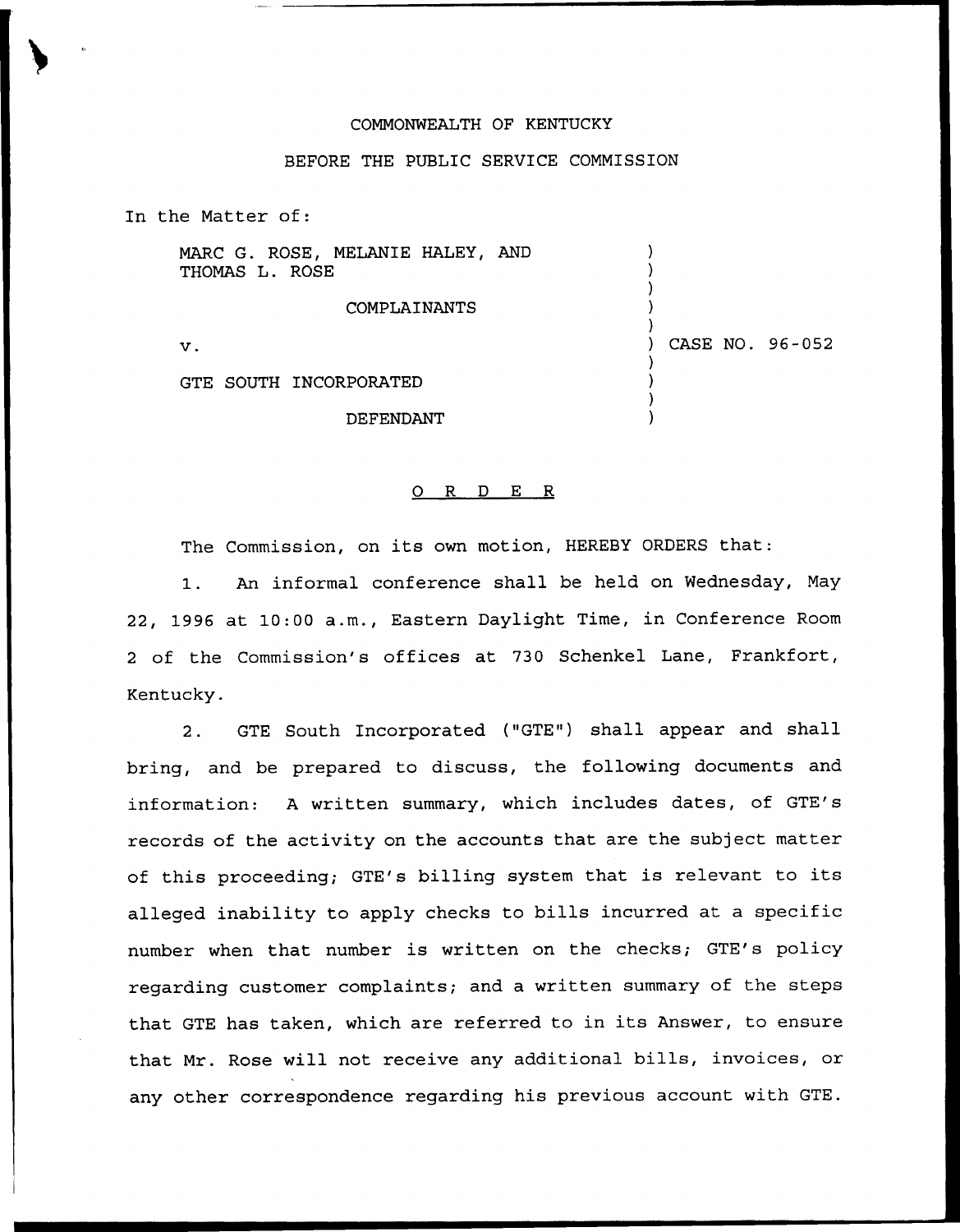COMMONWEALTH OF KENTUCKY

BEFORE THE PUBLIC SERVICE COMMISSION

In the Matter of:

| | |
|---|---|
| MARC G. ROSE, MELANIE HALEY, AND THOMAS L. ROSE | ) |
| COMPLAINANTS | ) |
| v. | ) CASE NO. 96-052 |
| GTE SOUTH INCORPORATED | ) |
| DEFENDANT | ) |

O R D E R

The Commission, on its own motion, HEREBY ORDERS that:

1. An informal conference shall be held on Wednesday, May 22, 1996 at 10:00 a.m., Eastern Daylight Time, in Conference Room 2 of the Commission's offices at 730 Schenkel Lane, Frankfort, Kentucky.

2. GTE South Incorporated ("GTE") shall appear and shall bring, and be prepared to discuss, the following documents and information: A written summary, which includes dates, of GTE's records of the activity on the accounts that are the subject matter of this proceeding; GTE's billing system that is relevant to its alleged inability to apply checks to bills incurred at a specific number when that number is written on the checks; GTE's policy regarding customer complaints; and a written summary of the steps that GTE has taken, which are referred to in its Answer, to ensure that Mr. Rose will not receive any additional bills, invoices, or any other correspondence regarding his previous account with GTE.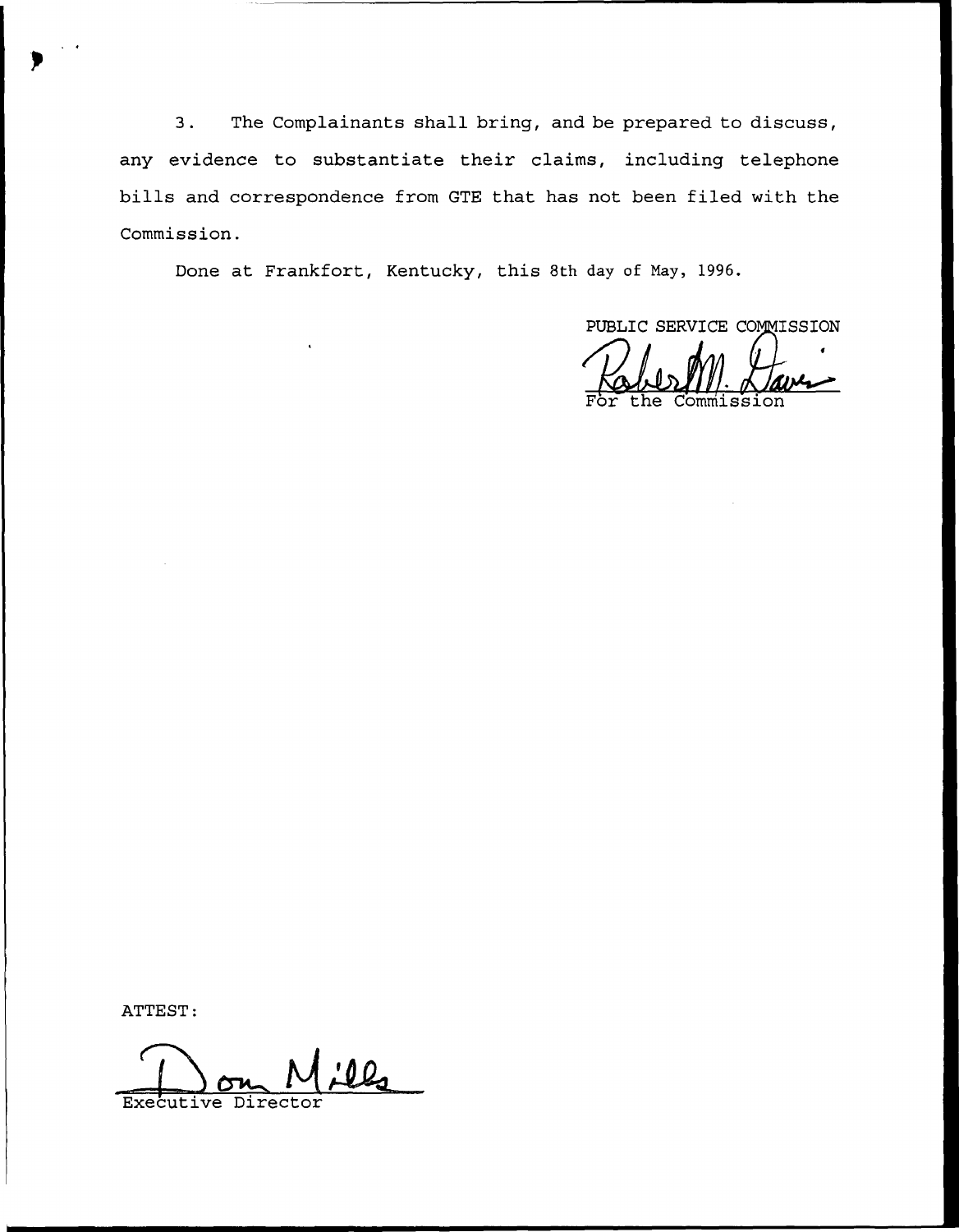3. The Complainants shall bring, and be prepared to discuss, any evidence to substantiate their claims, including telephone bills and correspondence from GTE that has not been filed with the Commission.

Done at Frankfort, Kentucky, this 8th day of May, 1996.

PUBLIC SERVICE COMMISSION

For the Commission

ATTEST:

Executive Director